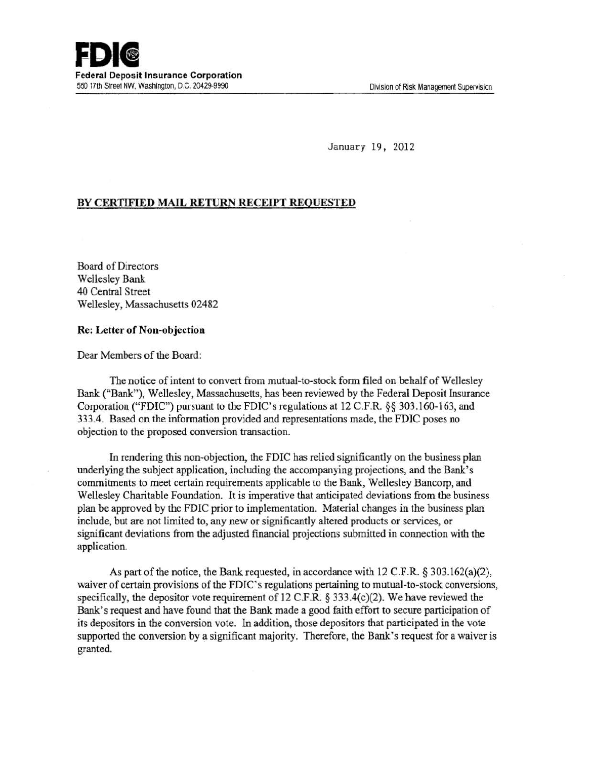**FDIC**
**Federal Deposit Insurance Corporation**
550 17th Street NW, Washington, D.C. 20429-9990

Division of Risk Management Supervision

January 19, 2012

**BY CERTIFIED MAIL RETURN RECEIPT REQUESTED**

Board of Directors
Wellesley Bank
40 Central Street
Wellesley, Massachusetts 02482

**Re: Letter of Non-objection**

Dear Members of the Board:

The notice of intent to convert from mutual-to-stock form filed on behalf of Wellesley Bank ("Bank"), Wellesley, Massachusetts, has been reviewed by the Federal Deposit Insurance Corporation ("FDIC") pursuant to the FDIC's regulations at 12 C.F.R. §§ 303.160-163, and 333.4. Based on the information provided and representations made, the FDIC poses no objection to the proposed conversion transaction.

In rendering this non-objection, the FDIC has relied significantly on the business plan underlying the subject application, including the accompanying projections, and the Bank's commitments to meet certain requirements applicable to the Bank, Wellesley Bancorp, and Wellesley Charitable Foundation. It is imperative that anticipated deviations from the business plan be approved by the FDIC prior to implementation. Material changes in the business plan include, but are not limited to, any new or significantly altered products or services, or significant deviations from the adjusted financial projections submitted in connection with the application.

As part of the notice, the Bank requested, in accordance with 12 C.F.R. § 303.162(a)(2), waiver of certain provisions of the FDIC's regulations pertaining to mutual-to-stock conversions, specifically, the depositor vote requirement of 12 C.F.R. § 333.4(c)(2). We have reviewed the Bank's request and have found that the Bank made a good faith effort to secure participation of its depositors in the conversion vote. In addition, those depositors that participated in the vote supported the conversion by a significant majority. Therefore, the Bank's request for a waiver is granted.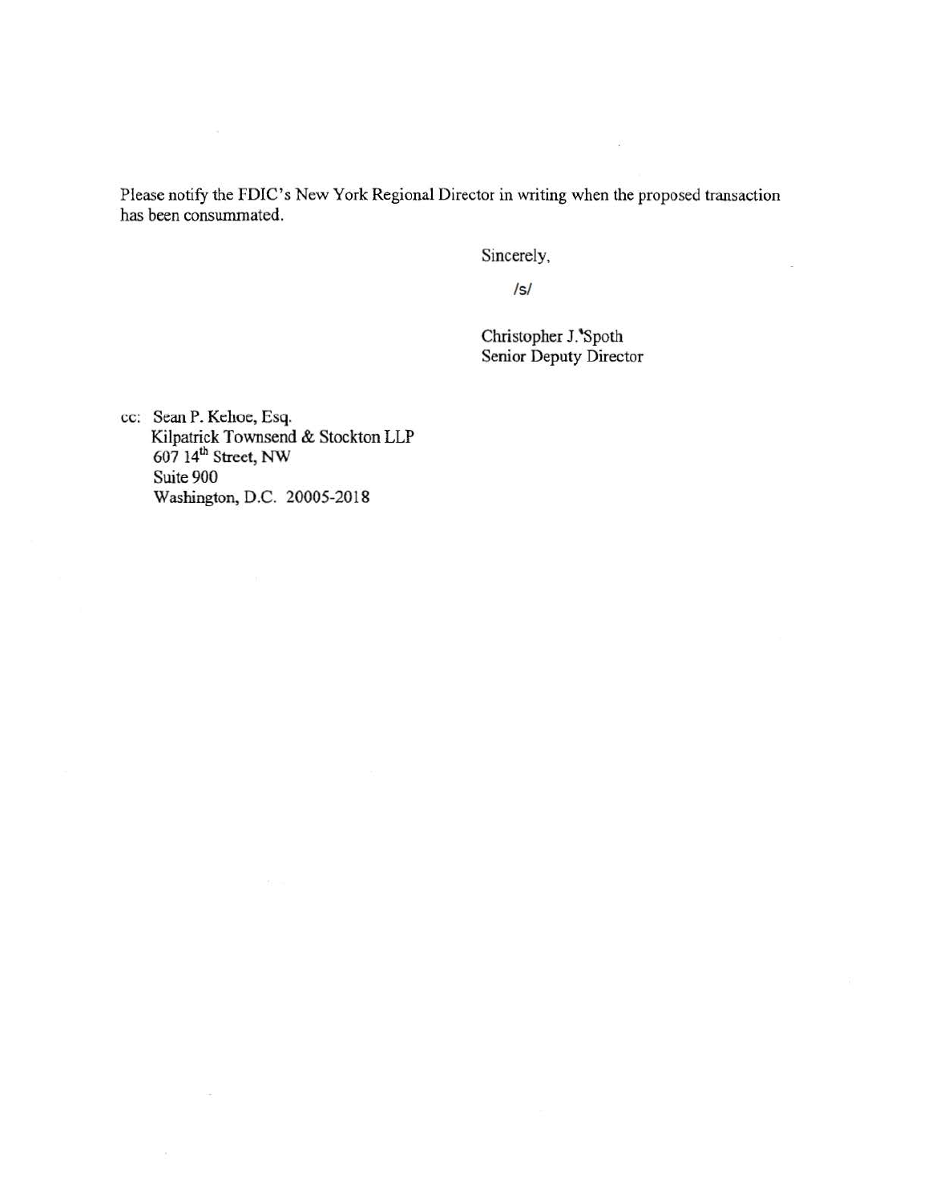Please notify the FDIC's New York Regional Director in writing when the proposed transaction has been consummated.

Sincerely,

/s/

Christopher J. Spoth
Senior Deputy Director

cc: Sean P. Kehoe, Esq.
Kilpatrick Townsend & Stockton LLP
607 14th Street, NW
Suite 900
Washington, D.C. 20005-2018